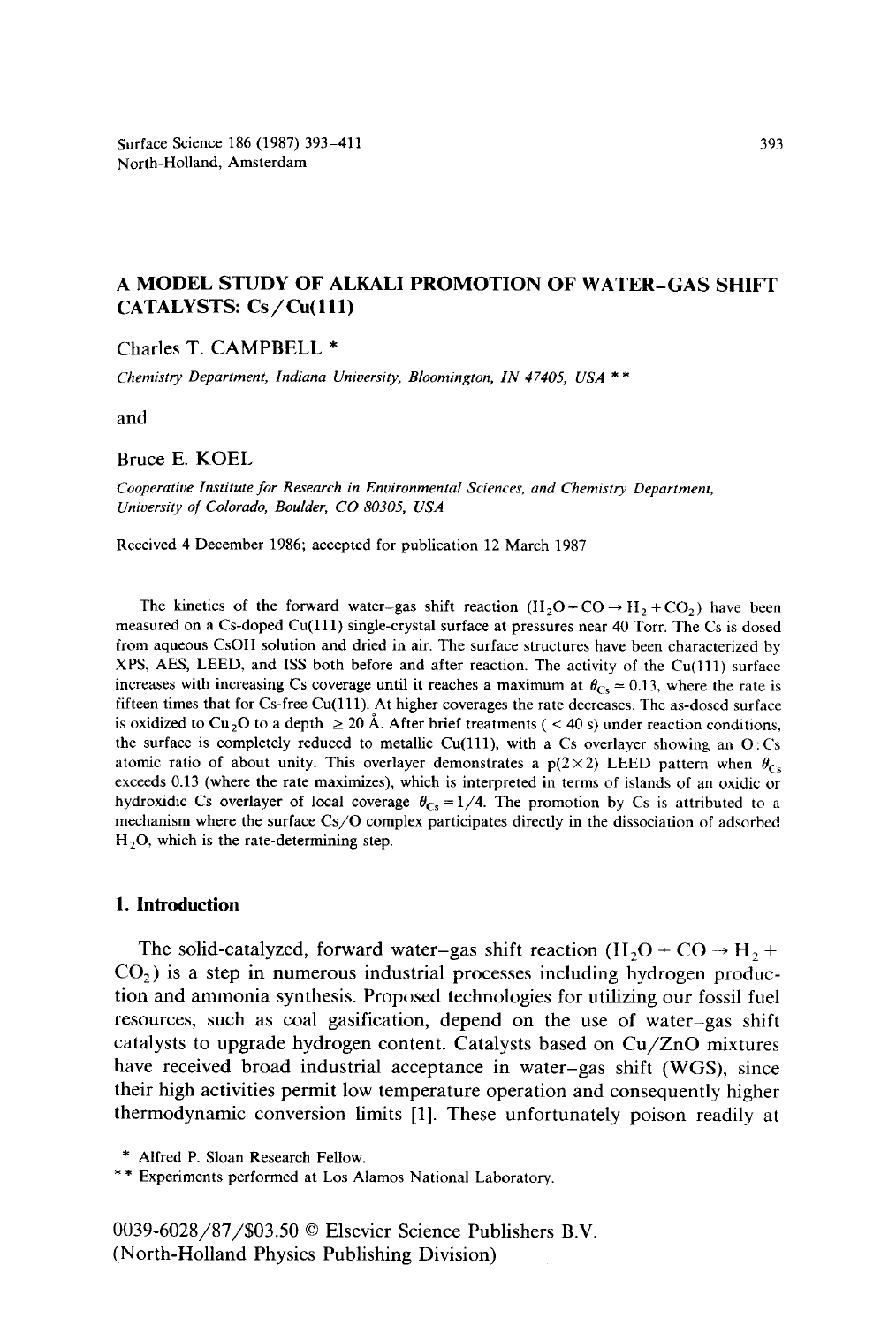# A MODEL STUDY OF ALKALI PROMOTION OF WATER–GAS SHIFT CATALYSTS: Cs/Cu(111)

Charles T. CAMPBELL *

*Chemistry Department, Indiana University, Bloomington, IN 47405, USA* **

and

Bruce E. KOEL

*Cooperative Institute for Research in Environmental Sciences, and Chemistry Department, University of Colorado, Boulder, CO 80305, USA*

Received 4 December 1986; accepted for publication 12 March 1987

The kinetics of the forward water–gas shift reaction ($H_2O + CO \rightarrow H_2 + CO_2$) have been measured on a Cs-doped Cu(111) single-crystal surface at pressures near 40 Torr. The Cs is dosed from aqueous CsOH solution and dried in air. The surface structures have been characterized by XPS, AES, LEED, and ISS both before and after reaction. The activity of the Cu(111) surface increases with increasing Cs coverage until it reaches a maximum at $\theta_{Cs} = 0.13$, where the rate is fifteen times that for Cs-free Cu(111). At higher coverages the rate decreases. The as-dosed surface is oxidized to $Cu_2O$ to a depth $\geq 20$ Å. After brief treatments ($< 40$ s) under reaction conditions, the surface is completely reduced to metallic Cu(111), with a Cs overlayer showing an O:Cs atomic ratio of about unity. This overlayer demonstrates a p(2×2) LEED pattern when $\theta_{Cs}$ exceeds 0.13 (where the rate maximizes), which is interpreted in terms of islands of an oxidic or hydroxidic Cs overlayer of local coverage $\theta_{Cs} = 1/4$. The promotion by Cs is attributed to a mechanism where the surface Cs/O complex participates directly in the dissociation of adsorbed $H_2O$, which is the rate-determining step.

## 1. Introduction

The solid-catalyzed, forward water–gas shift reaction ($H_2O + CO \rightarrow H_2 + CO_2$) is a step in numerous industrial processes including hydrogen production and ammonia synthesis. Proposed technologies for utilizing our fossil fuel resources, such as coal gasification, depend on the use of water–gas shift catalysts to upgrade hydrogen content. Catalysts based on Cu/ZnO mixtures have received broad industrial acceptance in water–gas shift (WGS), since their high activities permit low temperature operation and consequently higher thermodynamic conversion limits [1]. These unfortunately poison readily at

\* Alfred P. Sloan Research Fellow.

\*\* Experiments performed at Los Alamos National Laboratory.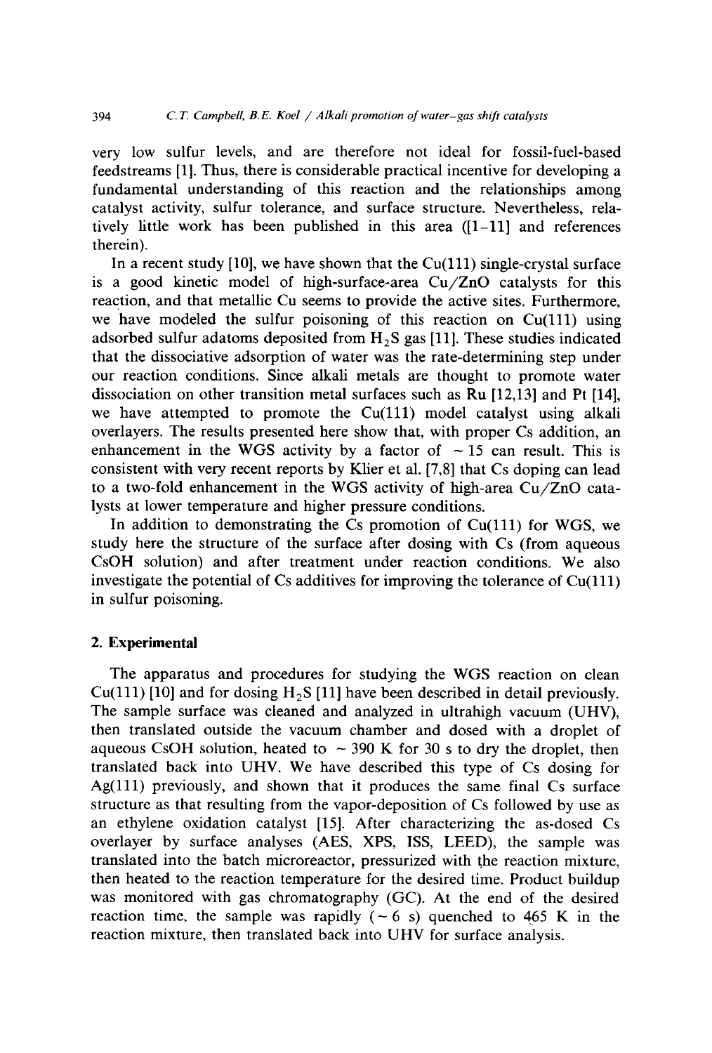very low sulfur levels, and are therefore not ideal for fossil-fuel-based feedstreams [1]. Thus, there is considerable practical incentive for developing a fundamental understanding of this reaction and the relationships among catalyst activity, sulfur tolerance, and surface structure. Nevertheless, relatively little work has been published in this area ([1–11] and references therein).

In a recent study [10], we have shown that the Cu(111) single-crystal surface is a good kinetic model of high-surface-area Cu/ZnO catalysts for this reaction, and that metallic Cu seems to provide the active sites. Furthermore, we have modeled the sulfur poisoning of this reaction on Cu(111) using adsorbed sulfur adatoms deposited from $H_2S$ gas [11]. These studies indicated that the dissociative adsorption of water was the rate-determining step under our reaction conditions. Since alkali metals are thought to promote water dissociation on other transition metal surfaces such as Ru [12,13] and Pt [14], we have attempted to promote the Cu(111) model catalyst using alkali overlayers. The results presented here show that, with proper Cs addition, an enhancement in the WGS activity by a factor of $\sim 15$ can result. This is consistent with very recent reports by Klier et al. [7,8] that Cs doping can lead to a two-fold enhancement in the WGS activity of high-area Cu/ZnO catalysts at lower temperature and higher pressure conditions.

In addition to demonstrating the Cs promotion of Cu(111) for WGS, we study here the structure of the surface after dosing with Cs (from aqueous CsOH solution) and after treatment under reaction conditions. We also investigate the potential of Cs additives for improving the tolerance of Cu(111) in sulfur poisoning.

## 2. Experimental

The apparatus and procedures for studying the WGS reaction on clean Cu(111) [10] and for dosing $H_2S$ [11] have been described in detail previously. The sample surface was cleaned and analyzed in ultrahigh vacuum (UHV), then translated outside the vacuum chamber and dosed with a droplet of aqueous CsOH solution, heated to $\sim 390$ K for 30 s to dry the droplet, then translated back into UHV. We have described this type of Cs dosing for Ag(111) previously, and shown that it produces the same final Cs surface structure as that resulting from the vapor-deposition of Cs followed by use as an ethylene oxidation catalyst [15]. After characterizing the as-dosed Cs overlayer by surface analyses (AES, XPS, ISS, LEED), the sample was translated into the batch microreactor, pressurized with the reaction mixture, then heated to the reaction temperature for the desired time. Product buildup was monitored with gas chromatography (GC). At the end of the desired reaction time, the sample was rapidly ($\sim 6$ s) quenched to 465 K in the reaction mixture, then translated back into UHV for surface analysis.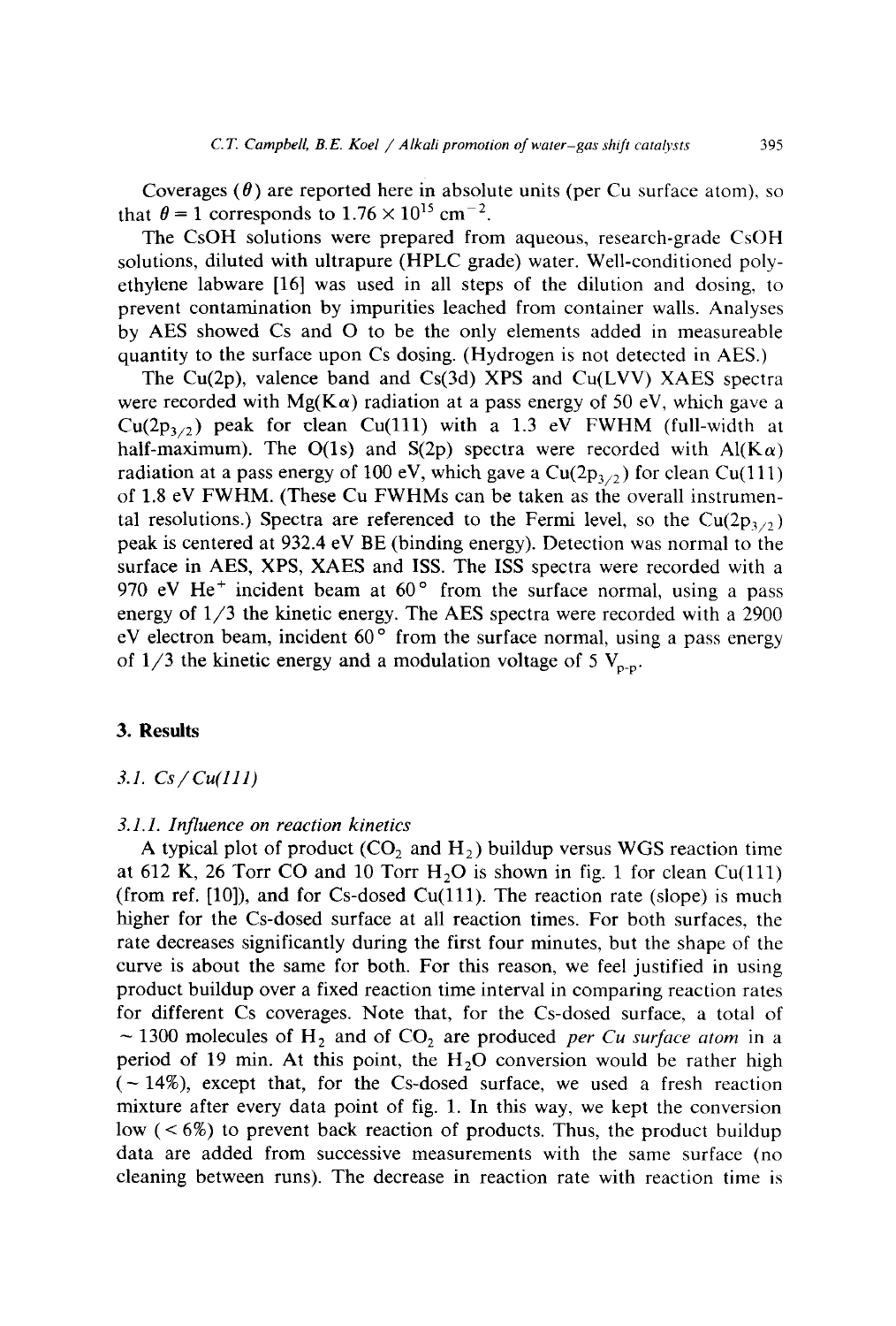Coverages ($\theta$) are reported here in absolute units (per Cu surface atom), so that $\theta = 1$ corresponds to $1.76 \times 10^{15}$ cm$^{-2}$.

The CsOH solutions were prepared from aqueous, research-grade CsOH solutions, diluted with ultrapure (HPLC grade) water. Well-conditioned polyethylene labware [16] was used in all steps of the dilution and dosing, to prevent contamination by impurities leached from container walls. Analyses by AES showed Cs and O to be the only elements added in measureable quantity to the surface upon Cs dosing. (Hydrogen is not detected in AES.)

The Cu(2p), valence band and Cs(3d) XPS and Cu(LVV) XAES spectra were recorded with Mg(K$\alpha$) radiation at a pass energy of 50 eV, which gave a Cu(2p$_{3/2}$) peak for clean Cu(111) with a 1.3 eV FWHM (full-width at half-maximum). The O(1s) and S(2p) spectra were recorded with Al(K$\alpha$) radiation at a pass energy of 100 eV, which gave a Cu(2p$_{3/2}$) for clean Cu(111) of 1.8 eV FWHM. (These Cu FWHMs can be taken as the overall instrumental resolutions.) Spectra are referenced to the Fermi level, so the Cu(2p$_{3/2}$) peak is centered at 932.4 eV BE (binding energy). Detection was normal to the surface in AES, XPS, XAES and ISS. The ISS spectra were recorded with a 970 eV $He^+$ incident beam at 60° from the surface normal, using a pass energy of 1/3 the kinetic energy. The AES spectra were recorded with a 2900 eV electron beam, incident 60° from the surface normal, using a pass energy of 1/3 the kinetic energy and a modulation voltage of 5 $V_{p-p}$.

## 3. Results

### 3.1. Cs/Cu(111)

#### 3.1.1. Influence on reaction kinetics

A typical plot of product ($CO_2$ and $H_2$) buildup versus WGS reaction time at 612 K, 26 Torr CO and 10 Torr $H_2O$ is shown in fig. 1 for clean Cu(111) (from ref. [10]), and for Cs-dosed Cu(111). The reaction rate (slope) is much higher for the Cs-dosed surface at all reaction times. For both surfaces, the rate decreases significantly during the first four minutes, but the shape of the curve is about the same for both. For this reason, we feel justified in using product buildup over a fixed reaction time interval in comparing reaction rates for different Cs coverages. Note that, for the Cs-dosed surface, a total of ~ 1300 molecules of $H_2$ and of $CO_2$ are produced *per Cu surface atom* in a period of 19 min. At this point, the $H_2O$ conversion would be rather high (~ 14%), except that, for the Cs-dosed surface, we used a fresh reaction mixture after every data point of fig. 1. In this way, we kept the conversion low (< 6%) to prevent back reaction of products. Thus, the product buildup data are added from successive measurements with the same surface (no cleaning between runs). The decrease in reaction rate with reaction time is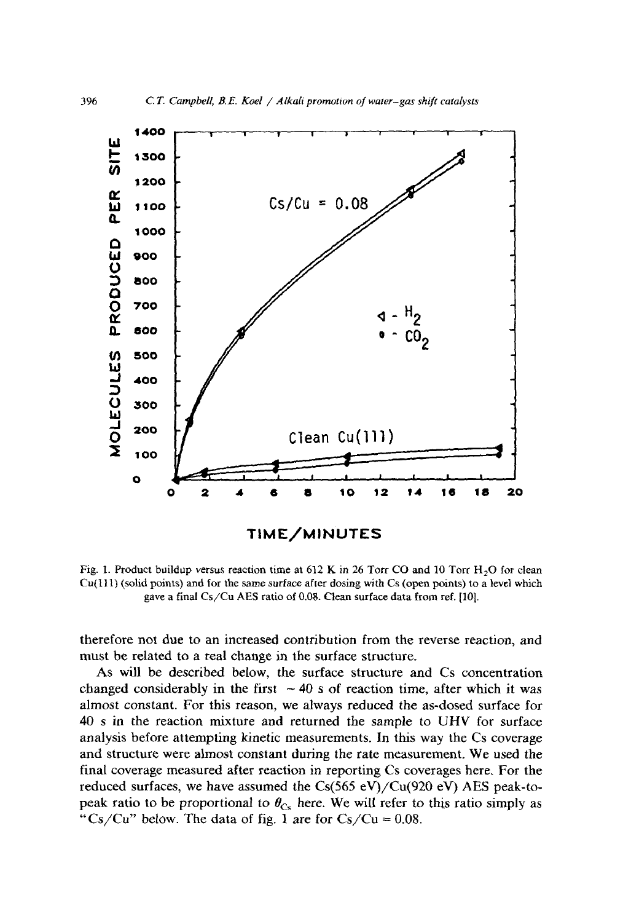Fig. 1. Product buildup versus reaction time at 612 K in 26 Torr CO and 10 Torr $H_2O$ for clean Cu(111) (solid points) and for the same surface after dosing with Cs (open points) to a level which gave a final Cs/Cu AES ratio of 0.08. Clean surface data from ref. [10].

therefore not due to an increased contribution from the reverse reaction, and must be related to a real change in the surface structure.

As will be described below, the surface structure and Cs concentration changed considerably in the first ~ 40 s of reaction time, after which it was almost constant. For this reason, we always reduced the as-dosed surface for 40 s in the reaction mixture and returned the sample to UHV for surface analysis before attempting kinetic measurements. In this way the Cs coverage and structure were almost constant during the rate measurement. We used the final coverage measured after reaction in reporting Cs coverages here. For the reduced surfaces, we have assumed the Cs(565 eV)/Cu(920 eV) AES peak-to-peak ratio to be proportional to $\theta_{Cs}$ here. We will refer to this ratio simply as "Cs/Cu" below. The data of fig. 1 are for Cs/Cu = 0.08.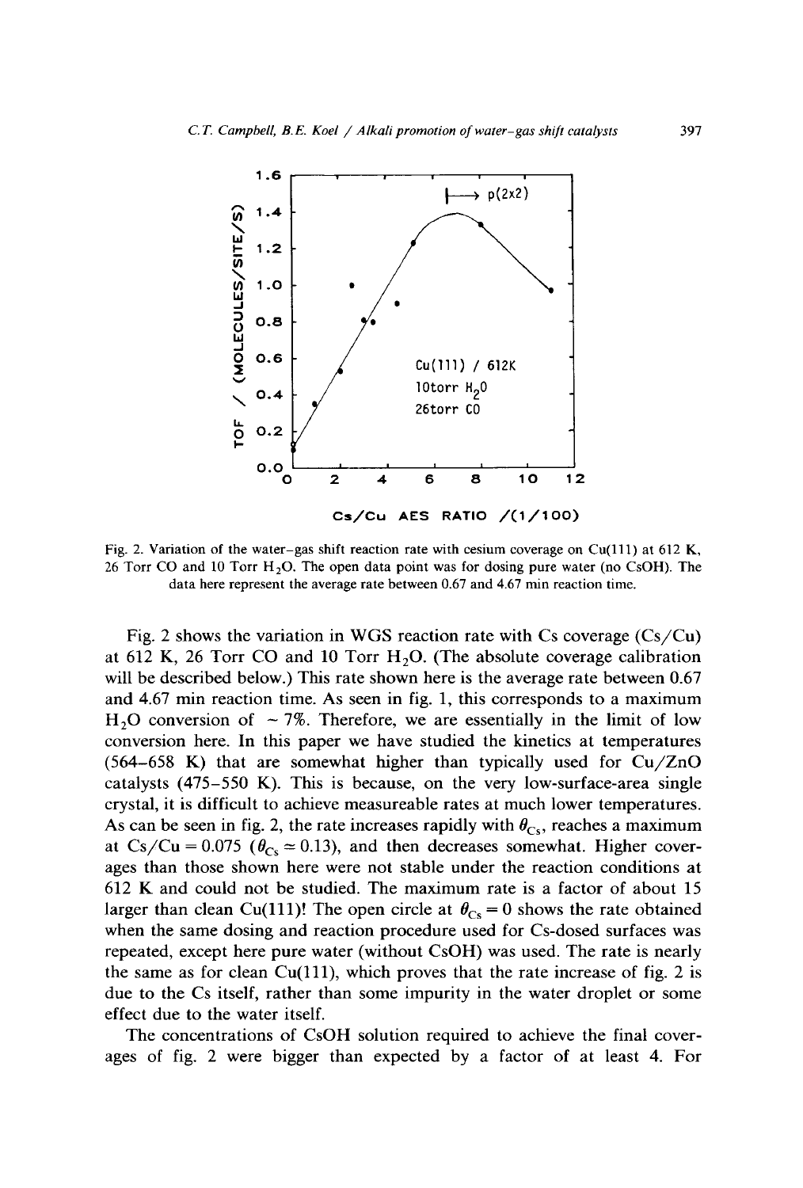Fig. 2. Variation of the water–gas shift reaction rate with cesium coverage on Cu(111) at 612 K, 26 Torr CO and 10 Torr $H_2O$. The open data point was for dosing pure water (no CsOH). The data here represent the average rate between 0.67 and 4.67 min reaction time.

Fig. 2 shows the variation in WGS reaction rate with Cs coverage (Cs/Cu) at 612 K, 26 Torr CO and 10 Torr $H_2O$. (The absolute coverage calibration will be described below.) This rate shown here is the average rate between 0.67 and 4.67 min reaction time. As seen in fig. 1, this corresponds to a maximum $H_2O$ conversion of $\sim 7\%$. Therefore, we are essentially in the limit of low conversion here. In this paper we have studied the kinetics at temperatures (564–658 K) that are somewhat higher than typically used for Cu/ZnO catalysts (475–550 K). This is because, on the very low-surface-area single crystal, it is difficult to achieve measureable rates at much lower temperatures. As can be seen in fig. 2, the rate increases rapidly with $\theta_{Cs}$, reaches a maximum at Cs/Cu = 0.075 ($\theta_{Cs} \simeq 0.13$), and then decreases somewhat. Higher coverages than those shown here were not stable under the reaction conditions at 612 K and could not be studied. The maximum rate is a factor of about 15 larger than clean Cu(111)! The open circle at $\theta_{Cs} = 0$ shows the rate obtained when the same dosing and reaction procedure used for Cs-dosed surfaces was repeated, except here pure water (without CsOH) was used. The rate is nearly the same as for clean Cu(111), which proves that the rate increase of fig. 2 is due to the Cs itself, rather than some impurity in the water droplet or some effect due to the water itself.

The concentrations of CsOH solution required to achieve the final coverages of fig. 2 were bigger than expected by a factor of at least 4. For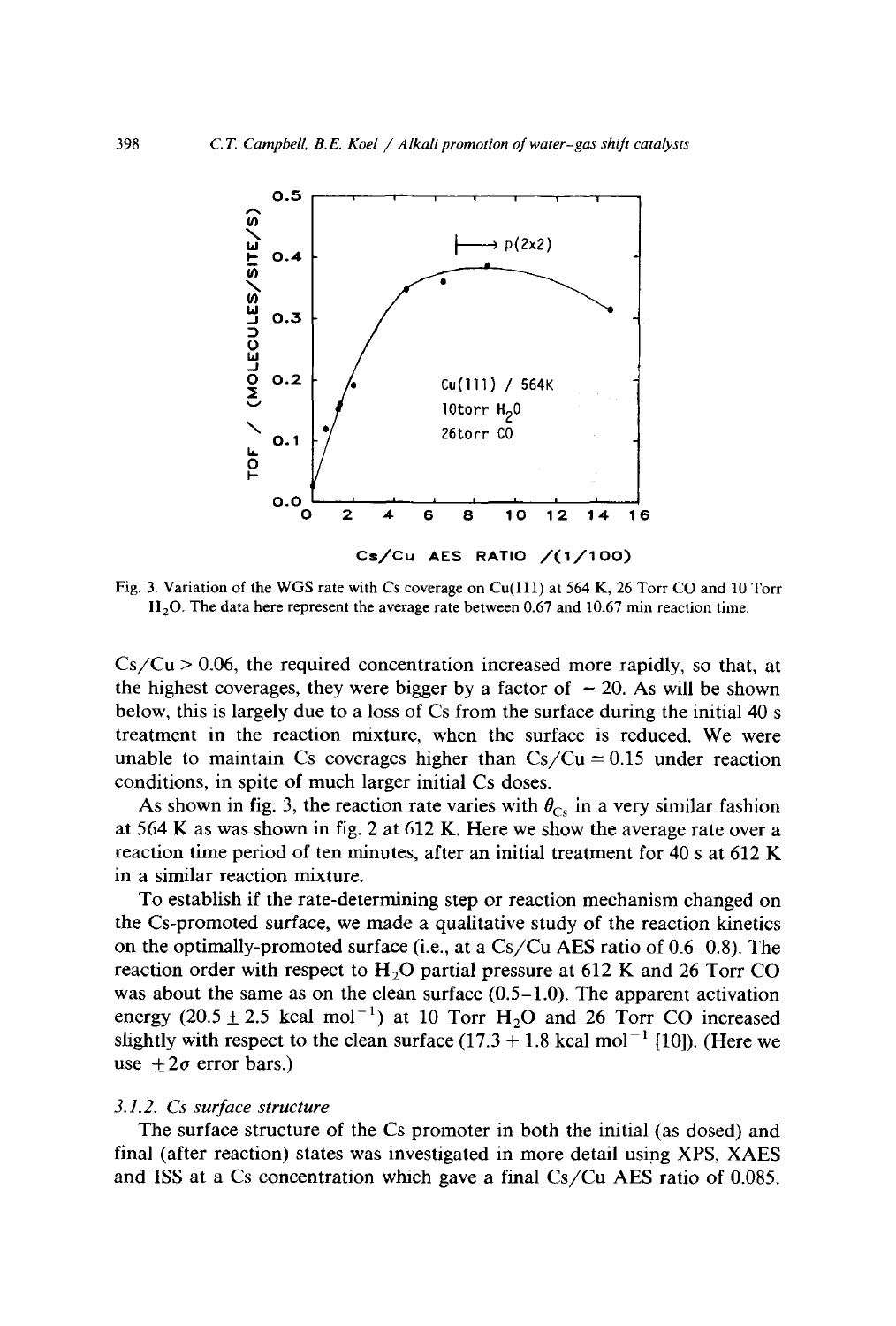Fig. 3. Variation of the WGS rate with Cs coverage on Cu(111) at 564 K, 26 Torr CO and 10 Torr $H_2O$. The data here represent the average rate between 0.67 and 10.67 min reaction time.

Cs/Cu > 0.06, the required concentration increased more rapidly, so that, at the highest coverages, they were bigger by a factor of ~ 20. As will be shown below, this is largely due to a loss of Cs from the surface during the initial 40 s treatment in the reaction mixture, when the surface is reduced. We were unable to maintain Cs coverages higher than Cs/Cu ≃ 0.15 under reaction conditions, in spite of much larger initial Cs doses.

As shown in fig. 3, the reaction rate varies with $\theta_{Cs}$ in a very similar fashion at 564 K as was shown in fig. 2 at 612 K. Here we show the average rate over a reaction time period of ten minutes, after an initial treatment for 40 s at 612 K in a similar reaction mixture.

To establish if the rate-determining step or reaction mechanism changed on the Cs-promoted surface, we made a qualitative study of the reaction kinetics on the optimally-promoted surface (i.e., at a Cs/Cu AES ratio of 0.6–0.8). The reaction order with respect to $H_2O$ partial pressure at 612 K and 26 Torr CO was about the same as on the clean surface (0.5–1.0). The apparent activation energy ($20.5 \pm 2.5$ kcal $mol^{-1}$) at 10 Torr $H_2O$ and 26 Torr CO increased slightly with respect to the clean surface ($17.3 \pm 1.8$ kcal $mol^{-1}$ [10]). (Here we use $\pm 2\sigma$ error bars.)

#### 3.1.2. Cs surface structure

The surface structure of the Cs promoter in both the initial (as dosed) and final (after reaction) states was investigated in more detail using XPS, XAES and ISS at a Cs concentration which gave a final Cs/Cu AES ratio of 0.085.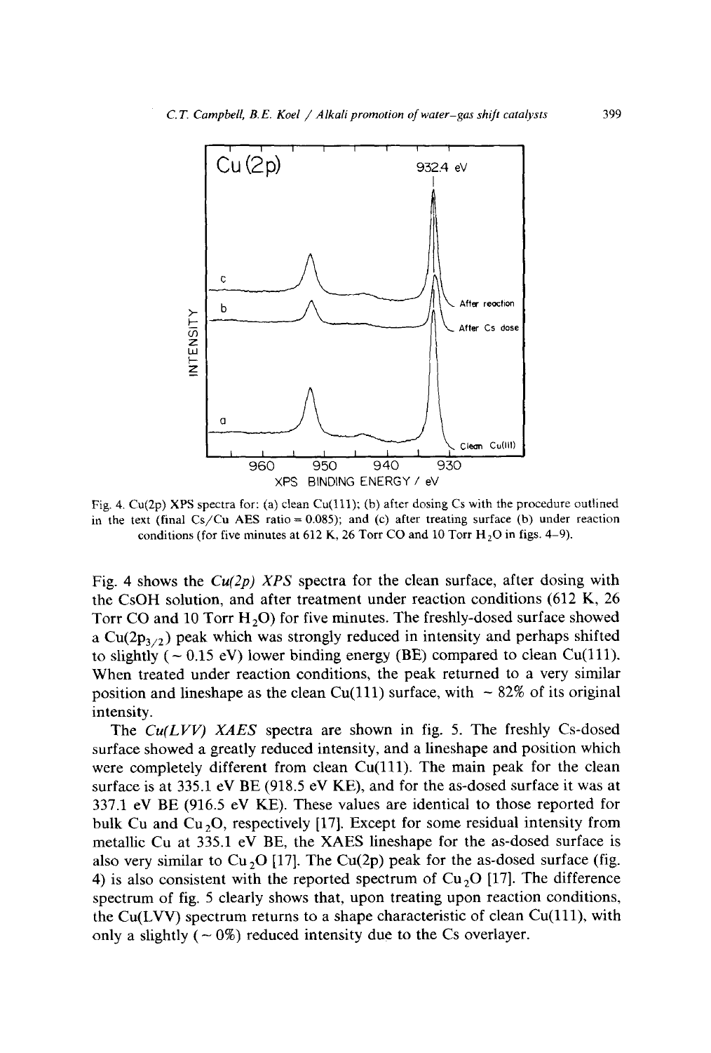Fig. 4. Cu(2p) XPS spectra for: (a) clean Cu(111); (b) after dosing Cs with the procedure outlined in the text (final Cs/Cu AES ratio = 0.085); and (c) after treating surface (b) under reaction conditions (for five minutes at 612 K, 26 Torr CO and 10 Torr $H_2O$ in figs. 4–9).

Fig. 4 shows the *Cu(2p) XPS* spectra for the clean surface, after dosing with the CsOH solution, and after treatment under reaction conditions (612 K, 26 Torr CO and 10 Torr $H_2O$) for five minutes. The freshly-dosed surface showed a $Cu(2p_{3/2})$ peak which was strongly reduced in intensity and perhaps shifted to slightly (~ 0.15 eV) lower binding energy (BE) compared to clean Cu(111). When treated under reaction conditions, the peak returned to a very similar position and lineshape as the clean Cu(111) surface, with ~ 82% of its original intensity.

The *Cu(LVV) XAES* spectra are shown in fig. 5. The freshly Cs-dosed surface showed a greatly reduced intensity, and a lineshape and position which were completely different from clean Cu(111). The main peak for the clean surface is at 335.1 eV BE (918.5 eV KE), and for the as-dosed surface it was at 337.1 eV BE (916.5 eV KE). These values are identical to those reported for bulk Cu and $Cu_2O$, respectively [17]. Except for some residual intensity from metallic Cu at 335.1 eV BE, the XAES lineshape for the as-dosed surface is also very similar to $Cu_2O$ [17]. The Cu(2p) peak for the as-dosed surface (fig. 4) is also consistent with the reported spectrum of $Cu_2O$ [17]. The difference spectrum of fig. 5 clearly shows that, upon treating upon reaction conditions, the Cu(LVV) spectrum returns to a shape characteristic of clean Cu(111), with only a slightly (~ 0%) reduced intensity due to the Cs overlayer.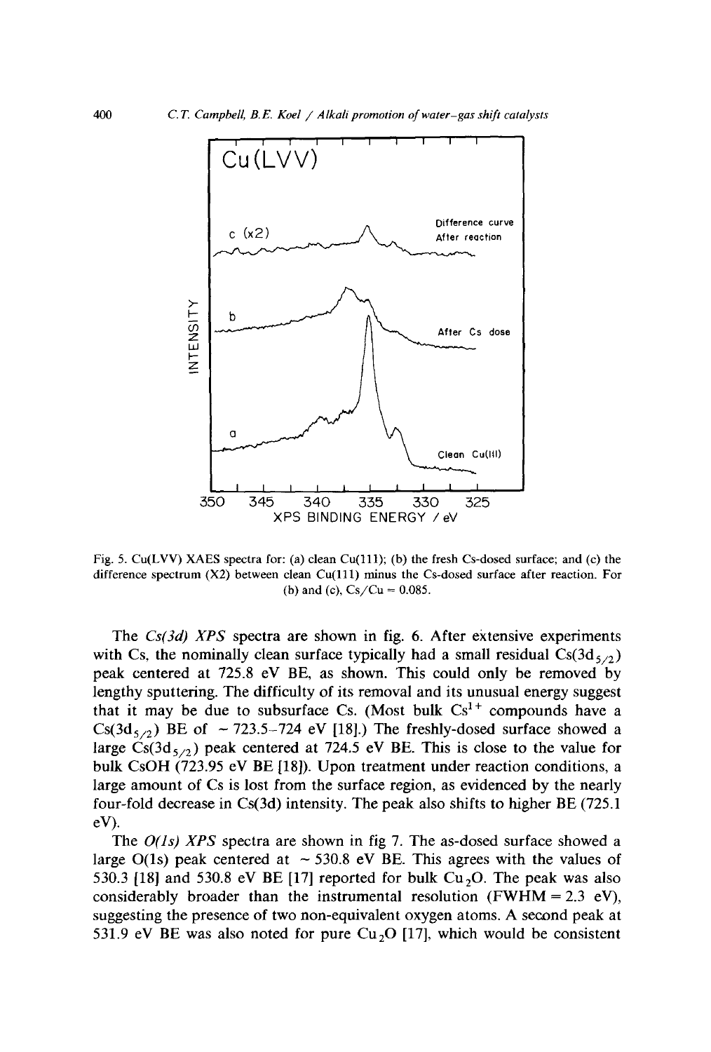Fig. 5. Cu(LVV) XAES spectra for: (a) clean Cu(111); (b) the fresh Cs-dosed surface; and (c) the difference spectrum (X2) between clean Cu(111) minus the Cs-dosed surface after reaction. For (b) and (c), Cs/Cu = 0.085.

The *Cs(3d) XPS* spectra are shown in fig. 6. After extensive experiments with Cs, the nominally clean surface typically had a small residual $Cs(3d_{5/2})$ peak centered at 725.8 eV BE, as shown. This could only be removed by lengthy sputtering. The difficulty of its removal and its unusual energy suggest that it may be due to subsurface Cs. (Most bulk $Cs^{1+}$ compounds have a $Cs(3d_{5/2})$ BE of ~ 723.5–724 eV [18].) The freshly-dosed surface showed a large $Cs(3d_{5/2})$ peak centered at 724.5 eV BE. This is close to the value for bulk CsOH (723.95 eV BE [18]). Upon treatment under reaction conditions, a large amount of Cs is lost from the surface region, as evidenced by the nearly four-fold decrease in Cs(3d) intensity. The peak also shifts to higher BE (725.1 eV).

The *O(1s) XPS* spectra are shown in fig 7. The as-dosed surface showed a large O(1s) peak centered at ~ 530.8 eV BE. This agrees with the values of 530.3 [18] and 530.8 eV BE [17] reported for bulk $Cu_2O$. The peak was also considerably broader than the instrumental resolution (FWHM = 2.3 eV), suggesting the presence of two non-equivalent oxygen atoms. A second peak at 531.9 eV BE was also noted for pure $Cu_2O$ [17], which would be consistent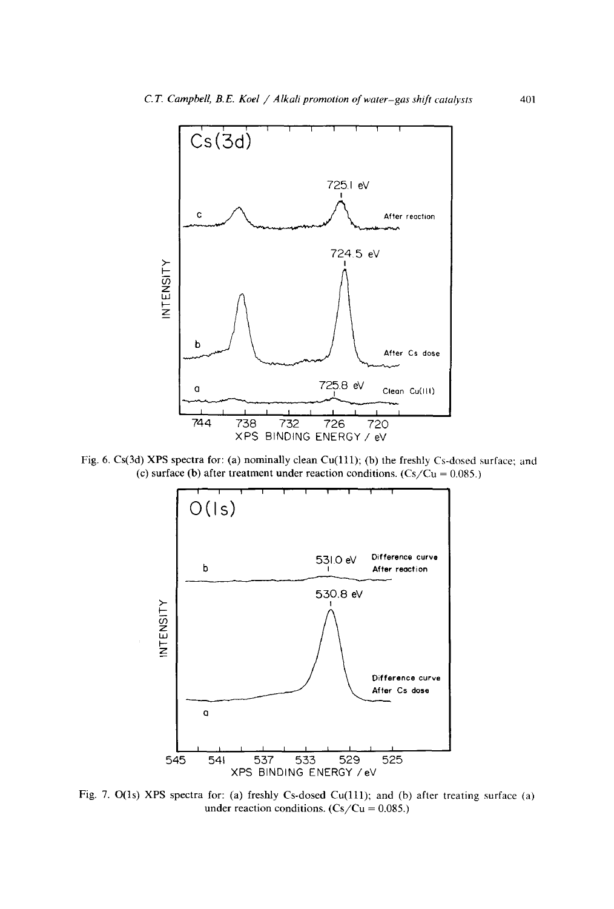Fig. 6. Cs(3d) XPS spectra for: (a) nominally clean Cu(111); (b) the freshly Cs-dosed surface; and (c) surface (b) after treatment under reaction conditions. (Cs/Cu = 0.085.)

Fig. 7. O(1s) XPS spectra for: (a) freshly Cs-dosed Cu(111); and (b) after treating surface (a) under reaction conditions. (Cs/Cu = 0.085.)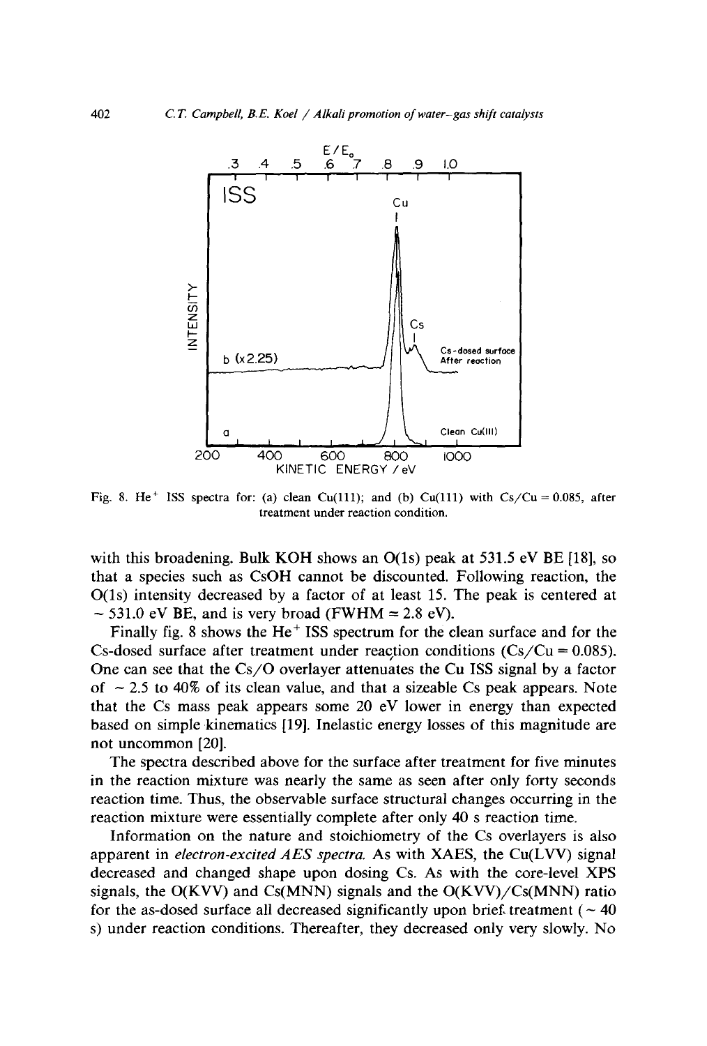Fig. 8. $He^+$ ISS spectra for: (a) clean Cu(111); and (b) Cu(111) with Cs/Cu = 0.085, after treatment under reaction condition.

with this broadening. Bulk KOH shows an O(1s) peak at 531.5 eV BE [18], so that a species such as CsOH cannot be discounted. Following reaction, the O(1s) intensity decreased by a factor of at least 15. The peak is centered at ~ 531.0 eV BE, and is very broad (FWHM ≈ 2.8 eV).

Finally fig. 8 shows the $He^+$ ISS spectrum for the clean surface and for the Cs-dosed surface after treatment under reaction conditions (Cs/Cu = 0.085). One can see that the Cs/O overlayer attenuates the Cu ISS signal by a factor of ~ 2.5 to 40% of its clean value, and that a sizeable Cs peak appears. Note that the Cs mass peak appears some 20 eV lower in energy than expected based on simple kinematics [19]. Inelastic energy losses of this magnitude are not uncommon [20].

The spectra described above for the surface after treatment for five minutes in the reaction mixture was nearly the same as seen after only forty seconds reaction time. Thus, the observable surface structural changes occurring in the reaction mixture were essentially complete after only 40 s reaction time.

Information on the nature and stoichiometry of the Cs overlayers is also apparent in *electron-excited AES spectra*. As with XAES, the Cu(LVV) signal decreased and changed shape upon dosing Cs. As with the core-level XPS signals, the O(KVV) and Cs(MNN) signals and the O(KVV)/Cs(MNN) ratio for the as-dosed surface all decreased significantly upon brief treatment (~ 40 s) under reaction conditions. Thereafter, they decreased only very slowly. No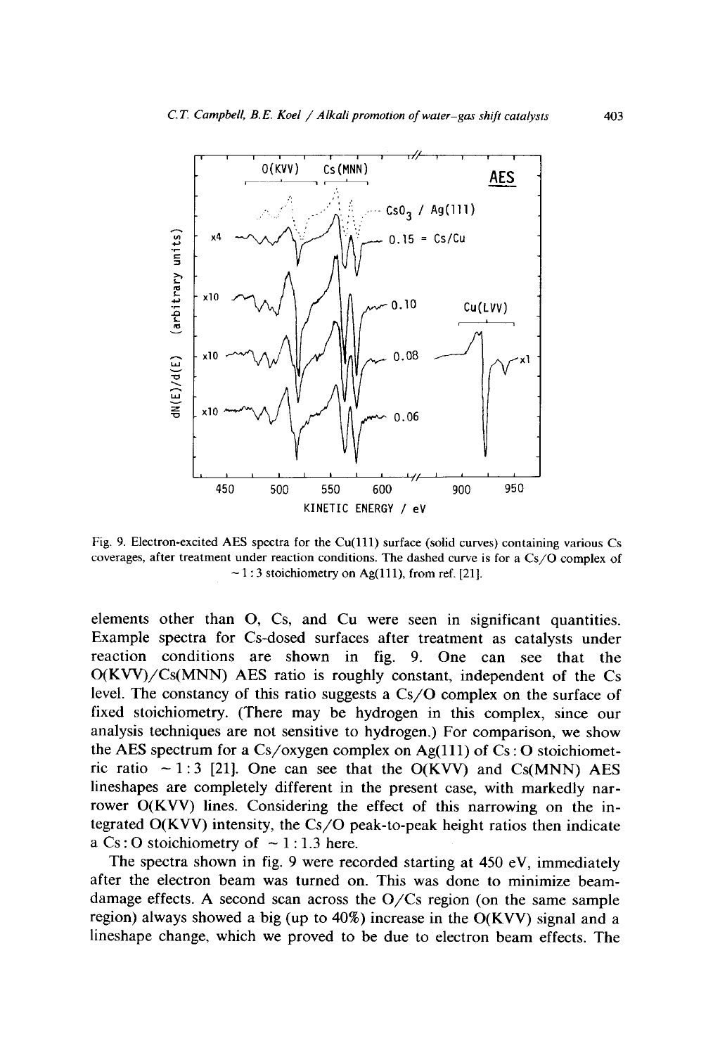Fig. 9. Electron-excited AES spectra for the Cu(111) surface (solid curves) containing various Cs coverages, after treatment under reaction conditions. The dashed curve is for a Cs/O complex of ~ 1 : 3 stoichiometry on Ag(111), from ref. [21].

elements other than O, Cs, and Cu were seen in significant quantities. Example spectra for Cs-dosed surfaces after treatment as catalysts under reaction conditions are shown in fig. 9. One can see that the O(KVV)/Cs(MNN) AES ratio is roughly constant, independent of the Cs level. The constancy of this ratio suggests a Cs/O complex on the surface of fixed stoichiometry. (There may be hydrogen in this complex, since our analysis techniques are not sensitive to hydrogen.) For comparison, we show the AES spectrum for a Cs/oxygen complex on Ag(111) of Cs : O stoichiometric ratio ~ 1 : 3 [21]. One can see that the O(KVV) and Cs(MNN) AES lineshapes are completely different in the present case, with markedly narrower O(KVV) lines. Considering the effect of this narrowing on the integrated O(KVV) intensity, the Cs/O peak-to-peak height ratios then indicate a Cs : O stoichiometry of ~ 1 : 1.3 here.

The spectra shown in fig. 9 were recorded starting at 450 eV, immediately after the electron beam was turned on. This was done to minimize beam-damage effects. A second scan across the O/Cs region (on the same sample region) always showed a big (up to 40%) increase in the O(KVV) signal and a lineshape change, which we proved to be due to electron beam effects. The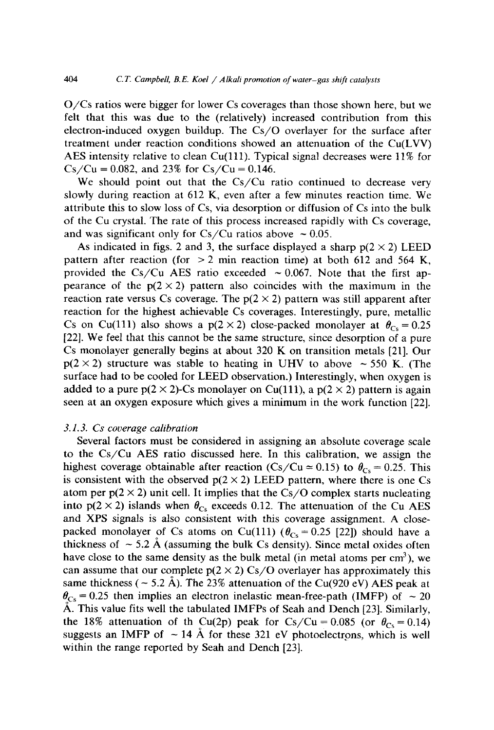O/Cs ratios were bigger for lower Cs coverages than those shown here, but we felt that this was due to the (relatively) increased contribution from this electron-induced oxygen buildup. The Cs/O overlayer for the surface after treatment under reaction conditions showed an attenuation of the Cu(LVV) AES intensity relative to clean Cu(111). Typical signal decreases were 11% for Cs/Cu = 0.082, and 23% for Cs/Cu = 0.146.

We should point out that the Cs/Cu ratio continued to decrease very slowly during reaction at 612 K, even after a few minutes reaction time. We attribute this to slow loss of Cs, via desorption or diffusion of Cs into the bulk of the Cu crystal. The rate of this process increased rapidly with Cs coverage, and was significant only for Cs/Cu ratios above ~ 0.05.

As indicated in figs. 2 and 3, the surface displayed a sharp p(2 × 2) LEED pattern after reaction (for > 2 min reaction time) at both 612 and 564 K, provided the Cs/Cu AES ratio exceeded ~ 0.067. Note that the first appearance of the p(2 × 2) pattern also coincides with the maximum in the reaction rate versus Cs coverage. The p(2 × 2) pattern was still apparent after reaction for the highest achievable Cs coverages. Interestingly, pure, metallic Cs on Cu(111) also shows a p(2 × 2) close-packed monolayer at $\theta_{Cs} = 0.25$ [22]. We feel that this cannot be the same structure, since desorption of a pure Cs monolayer generally begins at about 320 K on transition metals [21]. Our p(2 × 2) structure was stable to heating in UHV to above ~ 550 K. (The surface had to be cooled for LEED observation.) Interestingly, when oxygen is added to a pure p(2 × 2)-Cs monolayer on Cu(111), a p(2 × 2) pattern is again seen at an oxygen exposure which gives a minimum in the work function [22].

### 3.1.3. Cs coverage calibration

Several factors must be considered in assigning an absolute coverage scale to the Cs/Cu AES ratio discussed here. In this calibration, we assign the highest coverage obtainable after reaction (Cs/Cu ≃ 0.15) to $\theta_{Cs} = 0.25$. This is consistent with the observed p(2 × 2) LEED pattern, where there is one Cs atom per p(2 × 2) unit cell. It implies that the Cs/O complex starts nucleating into p(2 × 2) islands when $\theta_{Cs}$ exceeds 0.12. The attenuation of the Cu AES and XPS signals is also consistent with this coverage assignment. A close-packed monolayer of Cs atoms on Cu(111) ($\theta_{Cs} = 0.25$ [22]) should have a thickness of ~ 5.2 Å (assuming the bulk Cs density). Since metal oxides often have close to the same density as the bulk metal (in metal atoms per $cm^3$), we can assume that our complete p(2 × 2) Cs/O overlayer has approximately this same thickness (~ 5.2 Å). The 23% attenuation of the Cu(920 eV) AES peak at $\theta_{Cs} = 0.25$ then implies an electron inelastic mean-free-path (IMFP) of ~ 20 Å. This value fits well the tabulated IMFPs of Seah and Dench [23]. Similarly, the 18% attenuation of th Cu(2p) peak for Cs/Cu = 0.085 (or $\theta_{Cs} = 0.14$) suggests an IMFP of ~ 14 Å for these 321 eV photoelectrons, which is well within the range reported by Seah and Dench [23].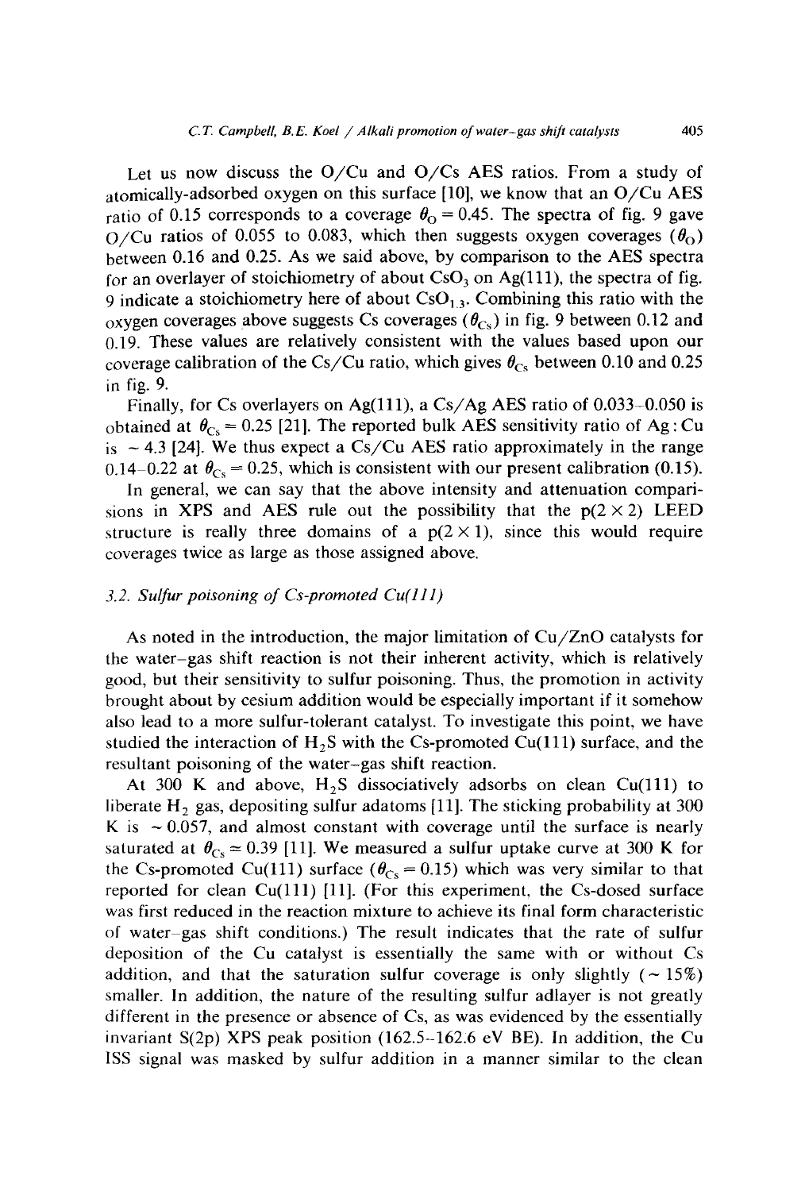Let us now discuss the O/Cu and O/Cs AES ratios. From a study of atomically-adsorbed oxygen on this surface [10], we know that an O/Cu AES ratio of 0.15 corresponds to a coverage $\theta_O = 0.45$. The spectra of fig. 9 gave O/Cu ratios of 0.055 to 0.083, which then suggests oxygen coverages ($\theta_O$) between 0.16 and 0.25. As we said above, by comparison to the AES spectra for an overlayer of stoichiometry of about $CsO_3$ on Ag(111), the spectra of fig. 9 indicate a stoichiometry here of about $CsO_{1.3}$. Combining this ratio with the oxygen coverages above suggests Cs coverages ($\theta_{Cs}$) in fig. 9 between 0.12 and 0.19. These values are relatively consistent with the values based upon our coverage calibration of the Cs/Cu ratio, which gives $\theta_{Cs}$ between 0.10 and 0.25 in fig. 9.

Finally, for Cs overlayers on Ag(111), a Cs/Ag AES ratio of 0.033–0.050 is obtained at $\theta_{Cs} = 0.25$ [21]. The reported bulk AES sensitivity ratio of Ag : Cu is ~ 4.3 [24]. We thus expect a Cs/Cu AES ratio approximately in the range 0.14–0.22 at $\theta_{Cs} = 0.25$, which is consistent with our present calibration (0.15).

In general, we can say that the above intensity and attenuation comparisons in XPS and AES rule out the possibility that the p(2 × 2) LEED structure is really three domains of a p(2 × 1), since this would require coverages twice as large as those assigned above.

### 3.2. Sulfur poisoning of Cs-promoted Cu(111)

As noted in the introduction, the major limitation of Cu/ZnO catalysts for the water–gas shift reaction is not their inherent activity, which is relatively good, but their sensitivity to sulfur poisoning. Thus, the promotion in activity brought about by cesium addition would be especially important if it somehow also lead to a more sulfur-tolerant catalyst. To investigate this point, we have studied the interaction of $H_2S$ with the Cs-promoted Cu(111) surface, and the resultant poisoning of the water–gas shift reaction.

At 300 K and above, $H_2S$ dissociatively adsorbs on clean Cu(111) to liberate $H_2$ gas, depositing sulfur adatoms [11]. The sticking probability at 300 K is ~ 0.057, and almost constant with coverage until the surface is nearly saturated at $\theta_{Cs} \approx 0.39$ [11]. We measured a sulfur uptake curve at 300 K for the Cs-promoted Cu(111) surface ($\theta_{Cs} = 0.15$) which was very similar to that reported for clean Cu(111) [11]. (For this experiment, the Cs-dosed surface was first reduced in the reaction mixture to achieve its final form characteristic of water–gas shift conditions.) The result indicates that the rate of sulfur deposition of the Cu catalyst is essentially the same with or without Cs addition, and that the saturation sulfur coverage is only slightly (~ 15%) smaller. In addition, the nature of the resulting sulfur adlayer is not greatly different in the presence or absence of Cs, as was evidenced by the essentially invariant S(2p) XPS peak position (162.5–162.6 eV BE). In addition, the Cu ISS signal was masked by sulfur addition in a manner similar to the clean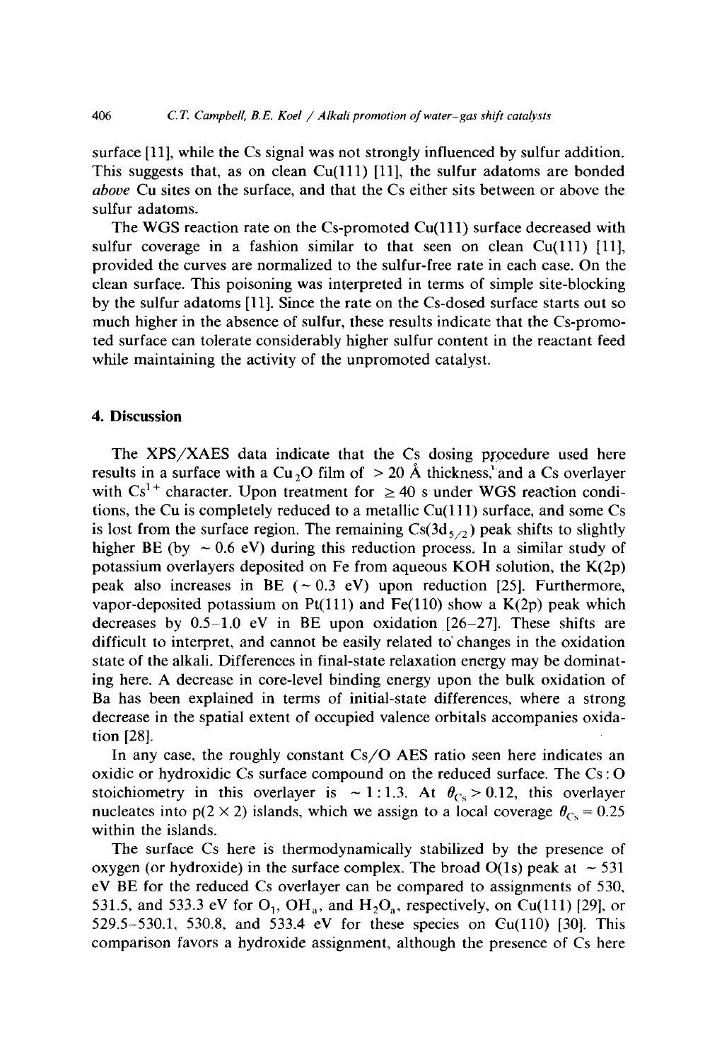surface [11], while the Cs signal was not strongly influenced by sulfur addition. This suggests that, as on clean Cu(111) [11], the sulfur adatoms are bonded *above* Cu sites on the surface, and that the Cs either sits between or above the sulfur adatoms.

The WGS reaction rate on the Cs-promoted Cu(111) surface decreased with sulfur coverage in a fashion similar to that seen on clean Cu(111) [11], provided the curves are normalized to the sulfur-free rate in each case. On the clean surface. This poisoning was interpreted in terms of simple site-blocking by the sulfur adatoms [11]. Since the rate on the Cs-dosed surface starts out so much higher in the absence of sulfur, these results indicate that the Cs-promoted surface can tolerate considerably higher sulfur content in the reactant feed while maintaining the activity of the unpromoted catalyst.

## 4. Discussion

The XPS/XAES data indicate that the Cs dosing procedure used here results in a surface with a $Cu_2O$ film of > 20 Å thickness, and a Cs overlayer with $Cs^{1+}$ character. Upon treatment for ≥ 40 s under WGS reaction conditions, the Cu is completely reduced to a metallic Cu(111) surface, and some Cs is lost from the surface region. The remaining Cs($3d_{5/2}$) peak shifts to slightly higher BE (by ~ 0.6 eV) during this reduction process. In a similar study of potassium overlayers deposited on Fe from aqueous KOH solution, the K(2p) peak also increases in BE (~ 0.3 eV) upon reduction [25]. Furthermore, vapor-deposited potassium on Pt(111) and Fe(110) show a K(2p) peak which decreases by 0.5–1.0 eV in BE upon oxidation [26–27]. These shifts are difficult to interpret, and cannot be easily related to changes in the oxidation state of the alkali. Differences in final-state relaxation energy may be dominating here. A decrease in core-level binding energy upon the bulk oxidation of Ba has been explained in terms of initial-state differences, where a strong decrease in the spatial extent of occupied valence orbitals accompanies oxidation [28].

In any case, the roughly constant Cs/O AES ratio seen here indicates an oxidic or hydroxidic Cs surface compound on the reduced surface. The Cs : O stoichiometry in this overlayer is ~ 1 : 1.3. At $\theta_{Cs} > 0.12$, this overlayer nucleates into p(2 × 2) islands, which we assign to a local coverage $\theta_{Cs} = 0.25$ within the islands.

The surface Cs here is thermodynamically stabilized by the presence of oxygen (or hydroxide) in the surface complex. The broad O(1s) peak at ~ 531 eV BE for the reduced Cs overlayer can be compared to assignments of 530, 531.5, and 533.3 eV for $O_1$, $OH_a$, and $H_2O_a$, respectively, on Cu(111) [29], or 529.5–530.1, 530.8, and 533.4 eV for these species on Cu(110) [30]. This comparison favors a hydroxide assignment, although the presence of Cs here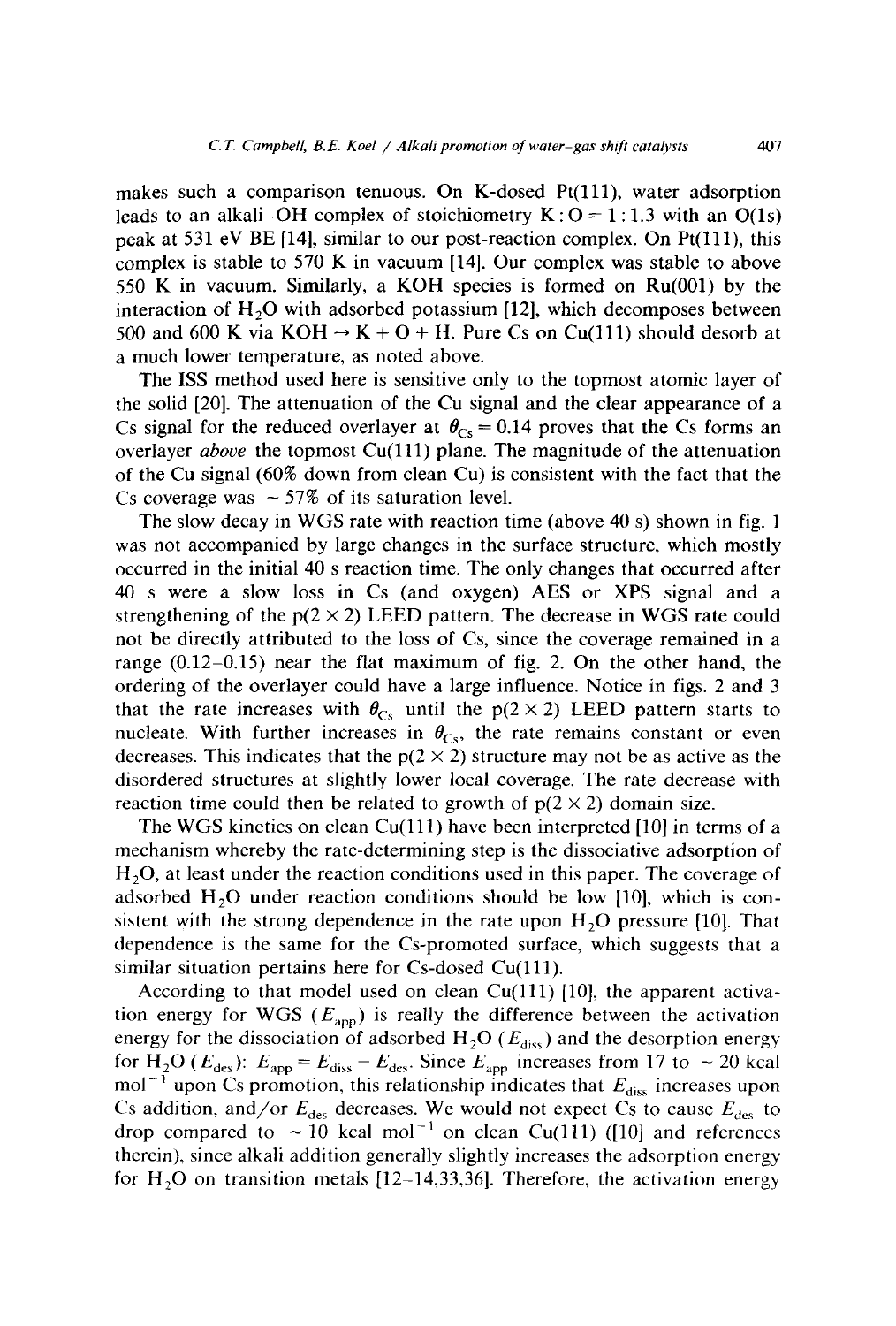makes such a comparison tenuous. On K-dosed Pt(111), water adsorption leads to an alkali–OH complex of stoichiometry K : O = 1 : 1.3 with an O(1s) peak at 531 eV BE [14], similar to our post-reaction complex. On Pt(111), this complex is stable to 570 K in vacuum [14]. Our complex was stable to above 550 K in vacuum. Similarly, a KOH species is formed on Ru(001) by the interaction of $H_2O$ with adsorbed potassium [12], which decomposes between 500 and 600 K via KOH → K + O + H. Pure Cs on Cu(111) should desorb at a much lower temperature, as noted above.

The ISS method used here is sensitive only to the topmost atomic layer of the solid [20]. The attenuation of the Cu signal and the clear appearance of a Cs signal for the reduced overlayer at $\theta_{Cs} = 0.14$ proves that the Cs forms an overlayer *above* the topmost Cu(111) plane. The magnitude of the attenuation of the Cu signal (60% down from clean Cu) is consistent with the fact that the Cs coverage was ~ 57% of its saturation level.

The slow decay in WGS rate with reaction time (above 40 s) shown in fig. 1 was not accompanied by large changes in the surface structure, which mostly occurred in the initial 40 s reaction time. The only changes that occurred after 40 s were a slow loss in Cs (and oxygen) AES or XPS signal and a strengthening of the p(2 × 2) LEED pattern. The decrease in WGS rate could not be directly attributed to the loss of Cs, since the coverage remained in a range (0.12–0.15) near the flat maximum of fig. 2. On the other hand, the ordering of the overlayer could have a large influence. Notice in figs. 2 and 3 that the rate increases with $\theta_{Cs}$ until the p(2 × 2) LEED pattern starts to nucleate. With further increases in $\theta_{Cs}$, the rate remains constant or even decreases. This indicates that the p(2 × 2) structure may not be as active as the disordered structures at slightly lower local coverage. The rate decrease with reaction time could then be related to growth of p(2 × 2) domain size.

The WGS kinetics on clean Cu(111) have been interpreted [10] in terms of a mechanism whereby the rate-determining step is the dissociative adsorption of $H_2O$, at least under the reaction conditions used in this paper. The coverage of adsorbed $H_2O$ under reaction conditions should be low [10], which is consistent with the strong dependence in the rate upon $H_2O$ pressure [10]. That dependence is the same for the Cs-promoted surface, which suggests that a similar situation pertains here for Cs-dosed Cu(111).

According to that model used on clean Cu(111) [10], the apparent activation energy for WGS ($E_{app}$) is really the difference between the activation energy for the dissociation of adsorbed $H_2O$ ($E_{diss}$) and the desorption energy for $H_2O$ ($E_{des}$): $E_{app} = E_{diss} - E_{des}$. Since $E_{app}$ increases from 17 to ~ 20 kcal $mol^{-1}$ upon Cs promotion, this relationship indicates that $E_{diss}$ increases upon Cs addition, and/or $E_{des}$ decreases. We would not expect Cs to cause $E_{des}$ to drop compared to ~ 10 kcal $mol^{-1}$ on clean Cu(111) ([10] and references therein), since alkali addition generally slightly increases the adsorption energy for $H_2O$ on transition metals [12–14,33,36]. Therefore, the activation energy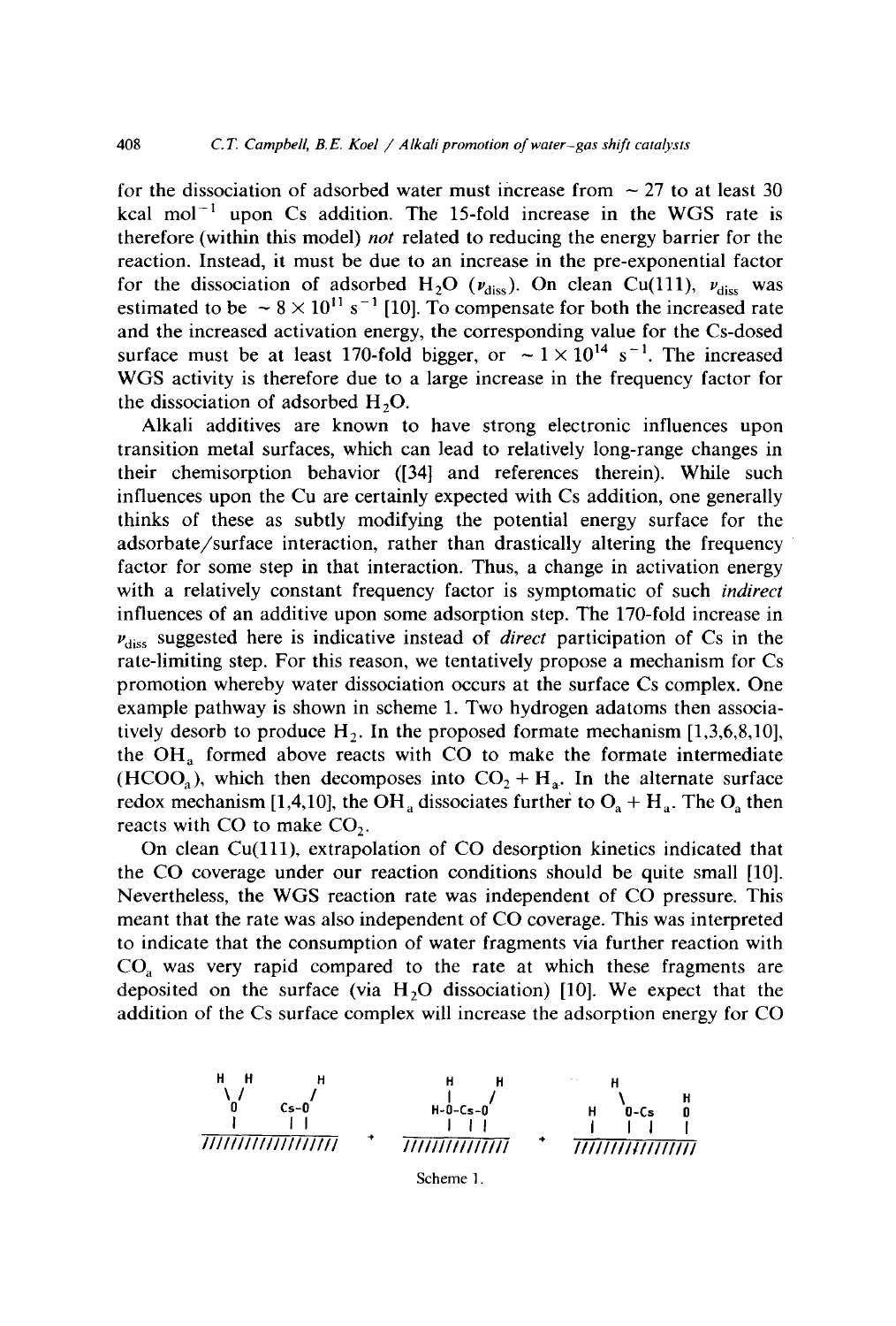for the dissociation of adsorbed water must increase from ~ 27 to at least 30 kcal mol$^{-1}$ upon Cs addition. The 15-fold increase in the WGS rate is therefore (within this model) *not* related to reducing the energy barrier for the reaction. Instead, it must be due to an increase in the pre-exponential factor for the dissociation of adsorbed $H_2O$ ($\nu_{diss}$). On clean Cu(111), $\nu_{diss}$ was estimated to be ~ $8 \times 10^{11}$ s$^{-1}$ [10]. To compensate for both the increased rate and the increased activation energy, the corresponding value for the Cs-dosed surface must be at least 170-fold bigger, or ~ $1 \times 10^{14}$ s$^{-1}$. The increased WGS activity is therefore due to a large increase in the frequency factor for the dissociation of adsorbed $H_2O$.

Alkali additives are known to have strong electronic influences upon transition metal surfaces, which can lead to relatively long-range changes in their chemisorption behavior ([34] and references therein). While such influences upon the Cu are certainly expected with Cs addition, one generally thinks of these as subtly modifying the potential energy surface for the adsorbate/surface interaction, rather than drastically altering the frequency factor for some step in that interaction. Thus, a change in activation energy with a relatively constant frequency factor is symptomatic of such *indirect* influences of an additive upon some adsorption step. The 170-fold increase in $\nu_{diss}$ suggested here is indicative instead of *direct* participation of Cs in the rate-limiting step. For this reason, we tentatively propose a mechanism for Cs promotion whereby water dissociation occurs at the surface Cs complex. One example pathway is shown in scheme 1. Two hydrogen adatoms then associatively desorb to produce $H_2$. In the proposed formate mechanism [1,3,6,8,10], the $OH_a$ formed above reacts with CO to make the formate intermediate ($HCOO_a$), which then decomposes into $CO_2 + H_a$. In the alternate surface redox mechanism [1,4,10], the $OH_a$ dissociates further to $O_a + H_a$. The $O_a$ then reacts with CO to make $CO_2$.

On clean Cu(111), extrapolation of CO desorption kinetics indicated that the CO coverage under our reaction conditions should be quite small [10]. Nevertheless, the WGS reaction rate was independent of CO pressure. This meant that the rate was also independent of CO coverage. This was interpreted to indicate that the consumption of water fragments via further reaction with $CO_a$ was very rapid compared to the rate at which these fragments are deposited on the surface (via $H_2O$ dissociation) [10]. We expect that the addition of the Cs surface complex will increase the adsorption energy for CO

```
H  H        H            H     H            H
 \/        /             |    /              \        H
 O     Cs-O          H-O-Cs-O          H    O-Cs    O
 |      | |             | | |          |     | |    |
/////////////////  →  ///////////// →  //////////////
```

Scheme 1.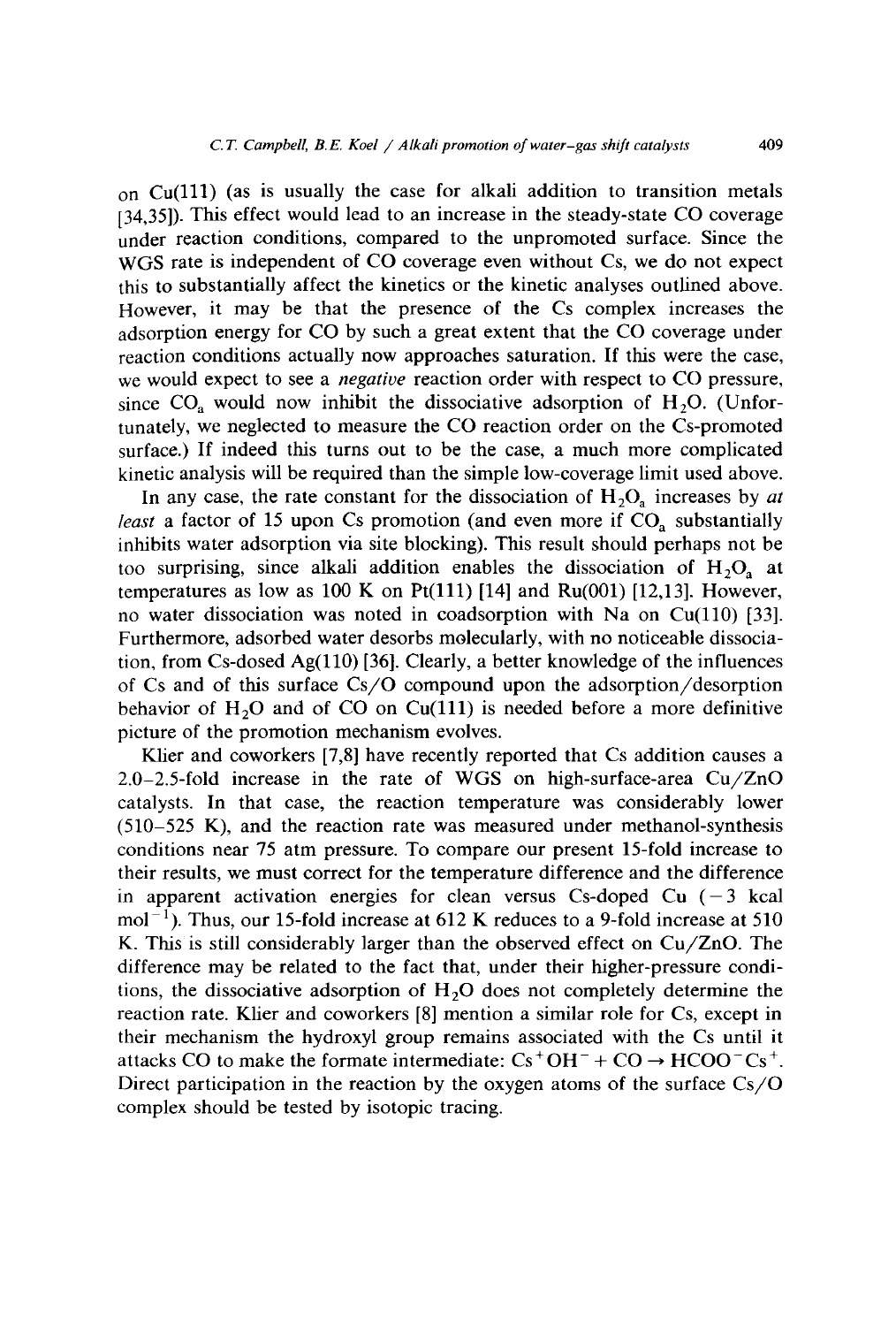on Cu(111) (as is usually the case for alkali addition to transition metals [34,35]). This effect would lead to an increase in the steady-state CO coverage under reaction conditions, compared to the unpromoted surface. Since the WGS rate is independent of CO coverage even without Cs, we do not expect this to substantially affect the kinetics or the kinetic analyses outlined above. However, it may be that the presence of the Cs complex increases the adsorption energy for CO by such a great extent that the CO coverage under reaction conditions actually now approaches saturation. If this were the case, we would expect to see a *negative* reaction order with respect to CO pressure, since $CO_a$ would now inhibit the dissociative adsorption of $H_2O$. (Unfortunately, we neglected to measure the CO reaction order on the Cs-promoted surface.) If indeed this turns out to be the case, a much more complicated kinetic analysis will be required than the simple low-coverage limit used above.

In any case, the rate constant for the dissociation of $H_2O_a$ increases by *at least* a factor of 15 upon Cs promotion (and even more if $CO_a$ substantially inhibits water adsorption via site blocking). This result should perhaps not be too surprising, since alkali addition enables the dissociation of $H_2O_a$ at temperatures as low as 100 K on Pt(111) [14] and Ru(001) [12,13]. However, no water dissociation was noted in coadsorption with Na on Cu(110) [33]. Furthermore, adsorbed water desorbs molecularly, with no noticeable dissociation, from Cs-dosed Ag(110) [36]. Clearly, a better knowledge of the influences of Cs and of this surface Cs/O compound upon the adsorption/desorption behavior of $H_2O$ and of CO on Cu(111) is needed before a more definitive picture of the promotion mechanism evolves.

Klier and coworkers [7,8] have recently reported that Cs addition causes a 2.0–2.5-fold increase in the rate of WGS on high-surface-area Cu/ZnO catalysts. In that case, the reaction temperature was considerably lower (510–525 K), and the reaction rate was measured under methanol-synthesis conditions near 75 atm pressure. To compare our present 15-fold increase to their results, we must correct for the temperature difference and the difference in apparent activation energies for clean versus Cs-doped Cu ($-3$ kcal $mol^{-1}$). Thus, our 15-fold increase at 612 K reduces to a 9-fold increase at 510 K. This is still considerably larger than the observed effect on Cu/ZnO. The difference may be related to the fact that, under their higher-pressure conditions, the dissociative adsorption of $H_2O$ does not completely determine the reaction rate. Klier and coworkers [8] mention a similar role for Cs, except in their mechanism the hydroxyl group remains associated with the Cs until it attacks CO to make the formate intermediate: $Cs^+OH^- + CO \rightarrow HCOO^-Cs^+$. Direct participation in the reaction by the oxygen atoms of the surface Cs/O complex should be tested by isotopic tracing.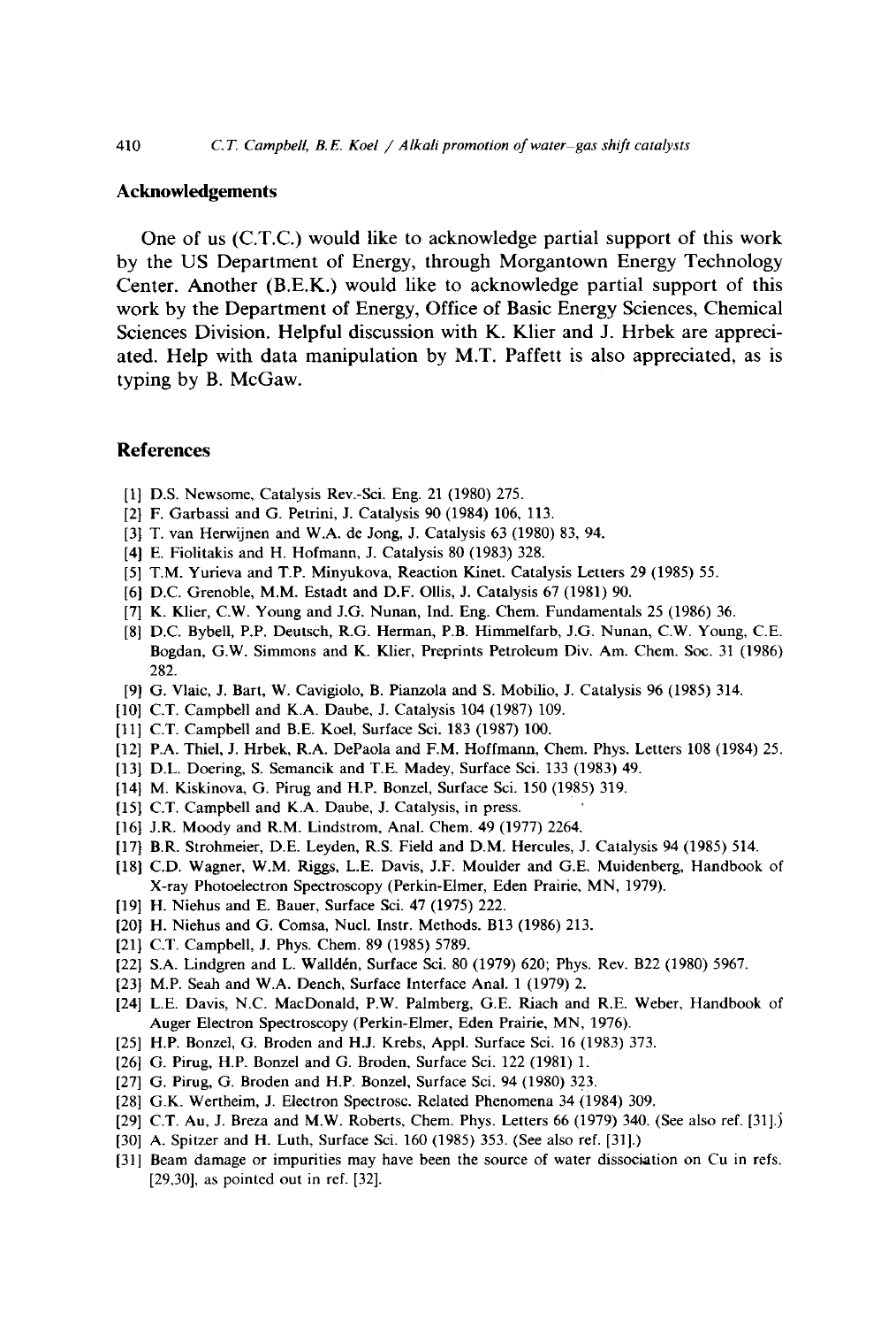## Acknowledgements

One of us (C.T.C.) would like to acknowledge partial support of this work by the US Department of Energy, through Morgantown Energy Technology Center. Another (B.E.K.) would like to acknowledge partial support of this work by the Department of Energy, Office of Basic Energy Sciences, Chemical Sciences Division. Helpful discussion with K. Klier and J. Hrbek are appreciated. Help with data manipulation by M.T. Paffett is also appreciated, as is typing by B. McGaw.

## References

[1] D.S. Newsome, Catalysis Rev.-Sci. Eng. 21 (1980) 275.
[2] F. Garbassi and G. Petrini, J. Catalysis 90 (1984) 106, 113.
[3] T. van Herwijnen and W.A. de Jong, J. Catalysis 63 (1980) 83, 94.
[4] E. Fiolitakis and H. Hofmann, J. Catalysis 80 (1983) 328.
[5] T.M. Yurieva and T.P. Minyukova, Reaction Kinet. Catalysis Letters 29 (1985) 55.
[6] D.C. Grenoble, M.M. Estadt and D.F. Ollis, J. Catalysis 67 (1981) 90.
[7] K. Klier, C.W. Young and J.G. Nunan, Ind. Eng. Chem. Fundamentals 25 (1986) 36.
[8] D.C. Bybell, P.P. Deutsch, R.G. Herman, P.B. Himmelfarb, J.G. Nunan, C.W. Young, C.E. Bogdan, G.W. Simmons and K. Klier, Preprints Petroleum Div. Am. Chem. Soc. 31 (1986) 282.
[9] G. Vlaic, J. Bart, W. Cavigiolo, B. Pianzola and S. Mobilio, J. Catalysis 96 (1985) 314.
[10] C.T. Campbell and K.A. Daube, J. Catalysis 104 (1987) 109.
[11] C.T. Campbell and B.E. Koel, Surface Sci. 183 (1987) 100.
[12] P.A. Thiel, J. Hrbek, R.A. DePaola and F.M. Hoffmann, Chem. Phys. Letters 108 (1984) 25.
[13] D.L. Doering, S. Semancik and T.E. Madey, Surface Sci. 133 (1983) 49.
[14] M. Kiskinova, G. Pirug and H.P. Bonzel, Surface Sci. 150 (1985) 319.
[15] C.T. Campbell and K.A. Daube, J. Catalysis, in press.
[16] J.R. Moody and R.M. Lindstrom, Anal. Chem. 49 (1977) 2264.
[17] B.R. Strohmeier, D.E. Leyden, R.S. Field and D.M. Hercules, J. Catalysis 94 (1985) 514.
[18] C.D. Wagner, W.M. Riggs, L.E. Davis, J.F. Moulder and G.E. Muidenberg, Handbook of X-ray Photoelectron Spectroscopy (Perkin-Elmer, Eden Prairie, MN, 1979).
[19] H. Niehus and E. Bauer, Surface Sci. 47 (1975) 222.
[20] H. Niehus and G. Comsa, Nucl. Instr. Methods. B13 (1986) 213.
[21] C.T. Campbell, J. Phys. Chem. 89 (1985) 5789.
[22] S.A. Lindgren and L. Walldén, Surface Sci. 80 (1979) 620; Phys. Rev. B22 (1980) 5967.
[23] M.P. Seah and W.A. Dench, Surface Interface Anal. 1 (1979) 2.
[24] L.E. Davis, N.C. MacDonald, P.W. Palmberg, G.E. Riach and R.E. Weber, Handbook of Auger Electron Spectroscopy (Perkin-Elmer, Eden Prairie, MN, 1976).
[25] H.P. Bonzel, G. Broden and H.J. Krebs, Appl. Surface Sci. 16 (1983) 373.
[26] G. Pirug, H.P. Bonzel and G. Broden, Surface Sci. 122 (1981) 1.
[27] G. Pirug, G. Broden and H.P. Bonzel, Surface Sci. 94 (1980) 323.
[28] G.K. Wertheim, J. Electron Spectrosc. Related Phenomena 34 (1984) 309.
[29] C.T. Au, J. Breza and M.W. Roberts, Chem. Phys. Letters 66 (1979) 340. (See also ref. [31].)
[30] A. Spitzer and H. Luth, Surface Sci. 160 (1985) 353. (See also ref. [31].)
[31] Beam damage or impurities may have been the source of water dissociation on Cu in refs. [29,30], as pointed out in ref. [32].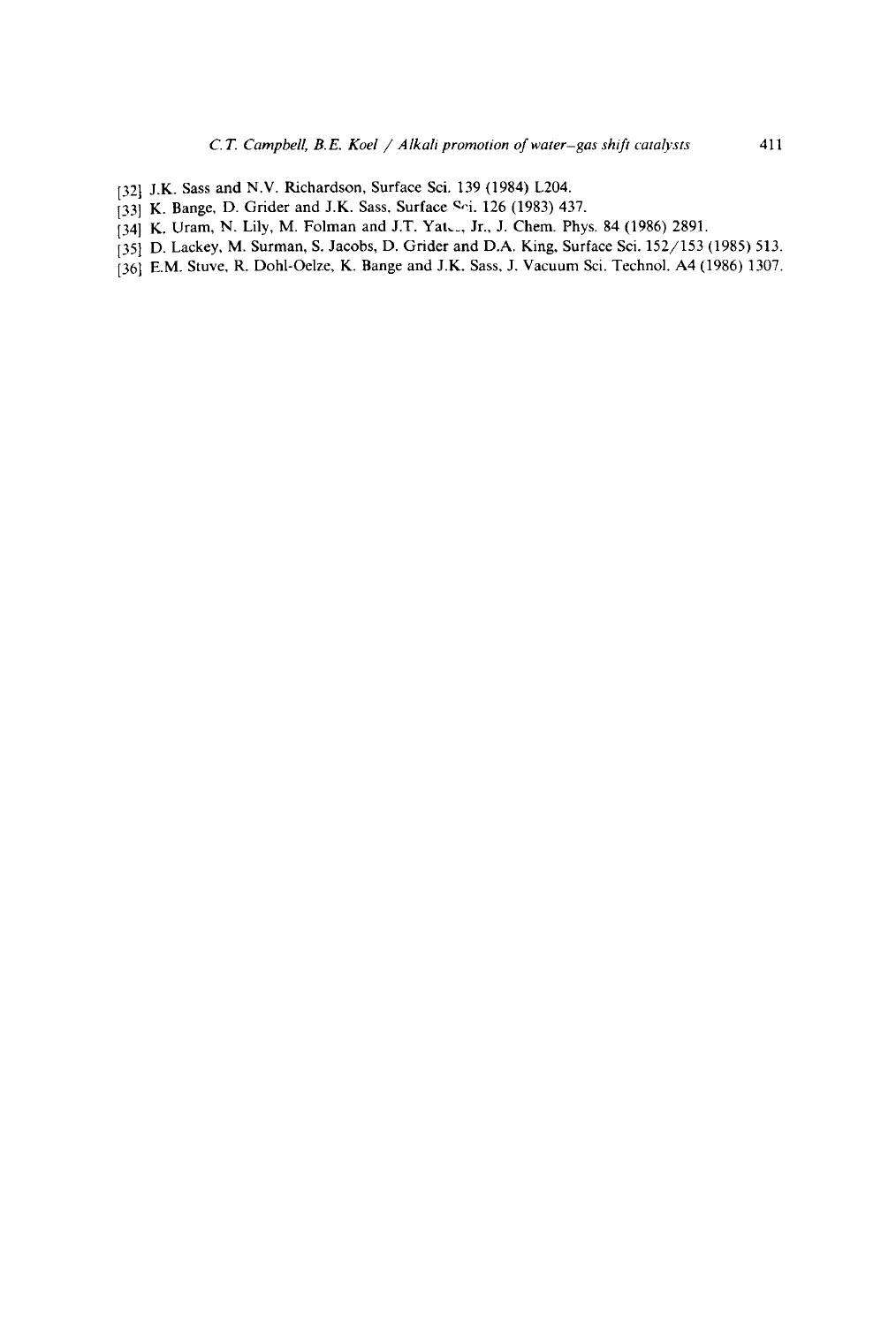[32] J.K. Sass and N.V. Richardson, Surface Sci. 139 (1984) L204.

[33] K. Bange, D. Grider and J.K. Sass, Surface Sci. 126 (1983) 437.

[34] K. Uram, N. Lily, M. Folman and J.T. Yates, Jr., J. Chem. Phys. 84 (1986) 2891.

[35] D. Lackey, M. Surman, S. Jacobs, D. Grider and D.A. King, Surface Sci. 152/153 (1985) 513.

[36] E.M. Stuve, R. Dohl-Oelze, K. Bange and J.K. Sass, J. Vacuum Sci. Technol. A4 (1986) 1307.